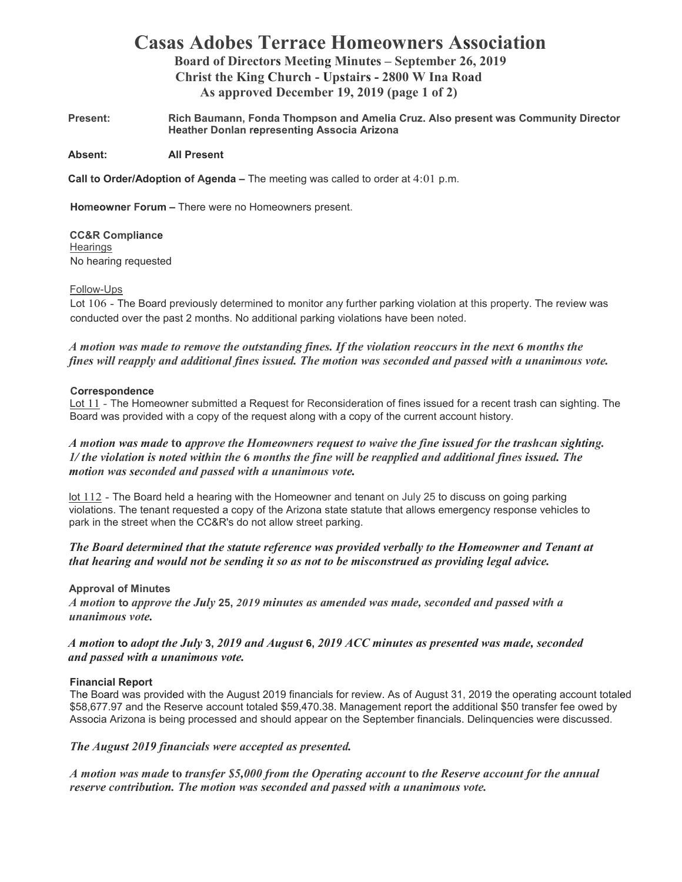# Casas Adobes Terrace Homeowners Association

**Board of Directors Meeting Minutes – September 26, 2019**
**Christ the King Church - Upstairs - 2800 W Ina Road**
**As approved December 19, 2019 (page 1 of 2)**

**Present:** **Rich Baumann, Fonda Thompson and Amelia Cruz. Also present was Community Director Heather Donlan representing Associa Arizona**

**Absent:** **All Present**

**Call to Order/Adoption of Agenda –** The meeting was called to order at 4:01 p.m.

**Homeowner Forum –** There were no Homeowners present.

**CC&R Compliance**
Hearings
No hearing requested

Follow-Ups
Lot 106 - The Board previously determined to monitor any further parking violation at this property. The review was conducted over the past 2 months. No additional parking violations have been noted.

***A motion was made to remove the outstanding fines. If the violation reoccurs in the next 6 months the fines will reapply and additional fines issued. The motion was seconded and passed with a unanimous vote.***

**Correspondence**
Lot 11 - The Homeowner submitted a Request for Reconsideration of fines issued for a recent trash can sighting. The Board was provided with a copy of the request along with a copy of the current account history.

***A motion was made to approve the Homeowners request to waive the fine issued for the trashcan sighting. 1/ the violation is noted within the 6 months the fine will be reapplied and additional fines issued. The motion was seconded and passed with a unanimous vote.***

lot 112 - The Board held a hearing with the Homeowner and tenant on July 25 to discuss on going parking violations. The tenant requested a copy of the Arizona state statute that allows emergency response vehicles to park in the street when the CC&R's do not allow street parking.

***The Board determined that the statute reference was provided verbally to the Homeowner and Tenant at that hearing and would not be sending it so as not to be misconstrued as providing legal advice.***

**Approval of Minutes**
***A motion to approve the July 25, 2019 minutes as amended was made, seconded and passed with a unanimous vote.***

***A motion to adopt the July 3, 2019 and August 6, 2019 ACC minutes as presented was made, seconded and passed with a unanimous vote.***

**Financial Report**
The Board was provided with the August 2019 financials for review. As of August 31, 2019 the operating account totaled $58,677.97 and the Reserve account totaled $59,470.38. Management report the additional $50 transfer fee owed by Associa Arizona is being processed and should appear on the September financials. Delinquencies were discussed.

***The August 2019 financials were accepted as presented.***

***A motion was made to transfer $5,000 from the Operating account to the Reserve account for the annual reserve contribution. The motion was seconded and passed with a unanimous vote.***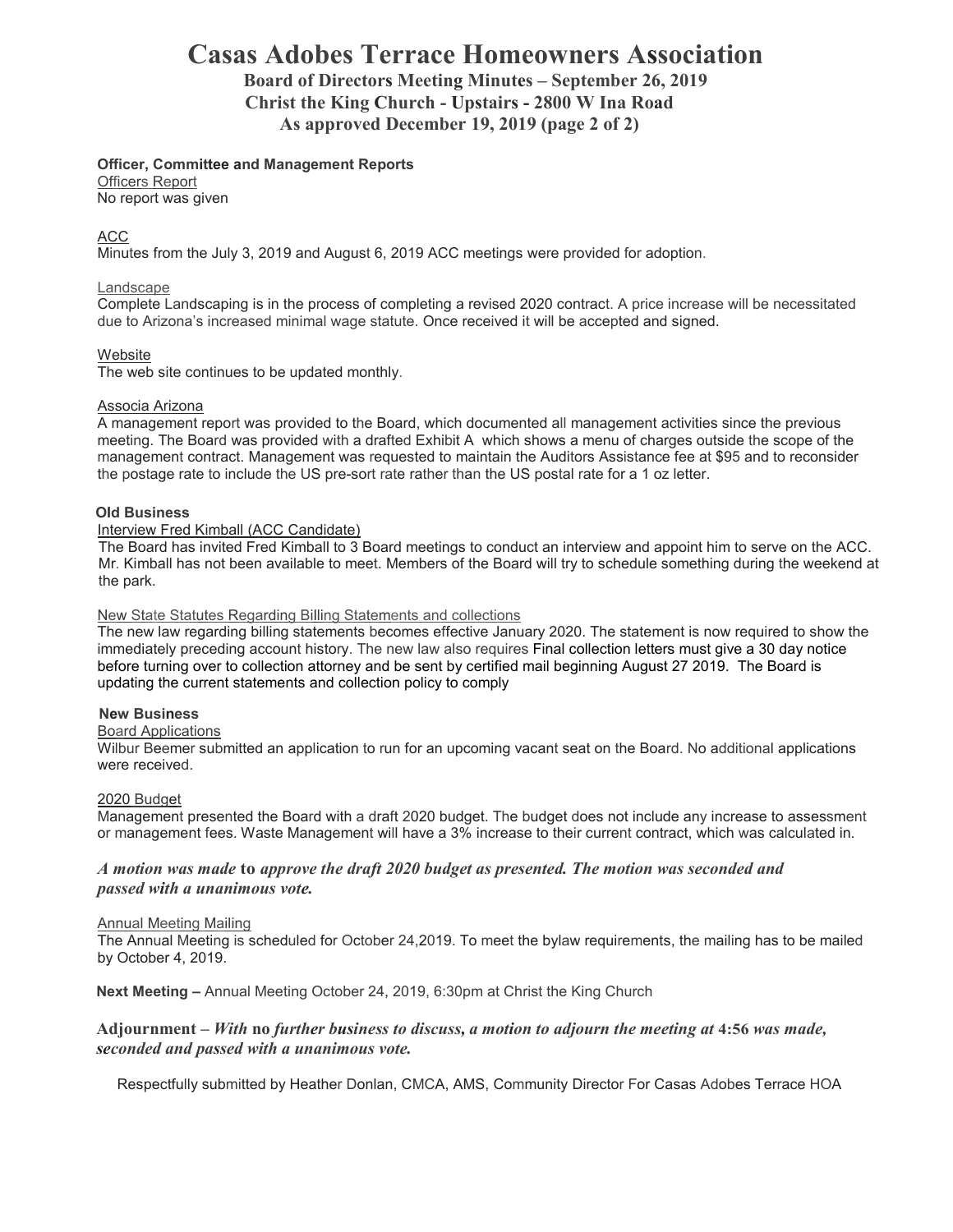# Casas Adobes Terrace Homeowners Association

**Board of Directors Meeting Minutes – September 26, 2019**
**Christ the King Church - Upstairs - 2800 W Ina Road**
**As approved December 19, 2019 (page 2 of 2)**

**Officer, Committee and Management Reports**

Officers Report
No report was given

ACC
Minutes from the July 3, 2019 and August 6, 2019 ACC meetings were provided for adoption.

Landscape
Complete Landscaping is in the process of completing a revised 2020 contract. A price increase will be necessitated due to Arizona's increased minimal wage statute. Once received it will be accepted and signed.

Website
The web site continues to be updated monthly.

Associa Arizona
A management report was provided to the Board, which documented all management activities since the previous meeting. The Board was provided with a drafted Exhibit A which shows a menu of charges outside the scope of the management contract. Management was requested to maintain the Auditors Assistance fee at $95 and to reconsider the postage rate to include the US pre-sort rate rather than the US postal rate for a 1 oz letter.

**Old Business**

Interview Fred Kimball (ACC Candidate)
The Board has invited Fred Kimball to 3 Board meetings to conduct an interview and appoint him to serve on the ACC. Mr. Kimball has not been available to meet. Members of the Board will try to schedule something during the weekend at the park.

New State Statutes Regarding Billing Statements and collections
The new law regarding billing statements becomes effective January 2020. The statement is now required to show the immediately preceding account history. The new law also requires Final collection letters must give a 30 day notice before turning over to collection attorney and be sent by certified mail beginning August 27 2019. The Board is updating the current statements and collection policy to comply

**New Business**

Board Applications
Wilbur Beemer submitted an application to run for an upcoming vacant seat on the Board. No additional applications were received.

2020 Budget
Management presented the Board with a draft 2020 budget. The budget does not include any increase to assessment or management fees. Waste Management will have a 3% increase to their current contract, which was calculated in.

***A motion was made to approve the draft 2020 budget as presented. The motion was seconded and passed with a unanimous vote.***

Annual Meeting Mailing
The Annual Meeting is scheduled for October 24,2019. To meet the bylaw requirements, the mailing has to be mailed by October 4, 2019.

**Next Meeting –** Annual Meeting October 24, 2019, 6:30pm at Christ the King Church

**Adjournment** – ***With no further business to discuss, a motion to adjourn the meeting at 4:56 was made, seconded and passed with a unanimous vote.***

Respectfully submitted by Heather Donlan, CMCA, AMS, Community Director For Casas Adobes Terrace HOA